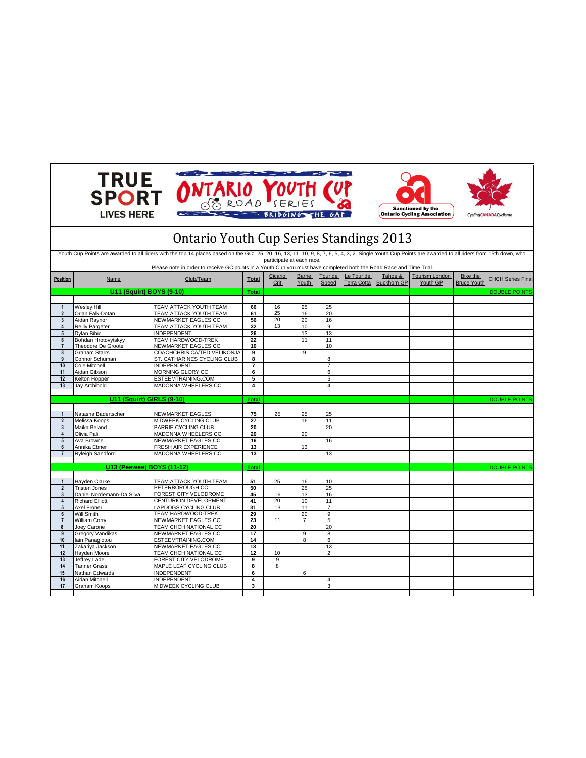# Ontario Youth Cup Series Standings 2013

Youth Cup Points are awarded to all riders with the top 14 places based on the GC: 25, 20, 16, 13, 11, 10, 9, 8, 7, 6, 5, 4, 3, 2. Single Youth Cup Points are awarded to all riders from 15th down, who participate at each race.

Please note in order to receive GC points in a Youth Cup you must have completed both the Road Race and Time Trial.

| Position | Name | Club/Team | Total | Cicario Crit | Barrie Youth | Tour de Speed | Le Tour de Terra Cotta | Tahoe & Buckhorn GP | Tourism London Youth GP | Bike the Bruce Youth | CHCH Series Final |
|---|---|---|---|---|---|---|---|---|---|---|---|
| **U11 (Squirt) BOYS (9-10)** | | | **Total** | | | | | | | | DOUBLE POINTS |
| 1 | Wesley Hill | TEAM ATTACK YOUTH TEAM | 66 | 16 | 25 | 25 | | | | | |
| 2 | Orian Falk-Dotan | TEAM ATTACK YOUTH TEAM | 61 | 25 | 16 | 20 | | | | | |
| 3 | Aidan Raynor | NEWMARKET EAGLES CC | 56 | 20 | 20 | 16 | | | | | |
| 4 | Reilly Pargeter | TEAM ATTACK YOUTH TEAM | 32 | 13 | 10 | 9 | | | | | |
| 5 | Dylan Bibic | INDEPENDENT | 26 | | 13 | 13 | | | | | |
| 6 | Bohdan Hrotovytskyy | TEAM HARDWOOD-TREK | 22 | | 11 | 11 | | | | | |
| 7 | Theodore De Groote | NEWMARKET EAGLES CC | 10 | | | 10 | | | | | |
| 8 | Graham Starrs | COACHCHRIS.CA/TED VELIKONJA | 9 | | 9 | | | | | | |
| 9 | Connor Schuman | ST. CATHARINES CYCLING CLUB | 8 | | | 8 | | | | | |
| 10 | Cole Mitchell | INDEPENDENT | 7 | | | 7 | | | | | |
| 11 | Aidan Gibson | MORNING GLORY CC | 6 | | | 6 | | | | | |
| 12 | Kelton Hopper | ESTEEMTRAINING.COM | 5 | | | 5 | | | | | |
| 13 | Jay Archibold | MADONNA WHEELERS CC | 4 | | | 4 | | | | | |
| **U11 (Squirt) GIRLS (9-10)** | | | **Total** | | | | | | | | DOUBLE POINTS |
| 1 | Natasha Badertscher | NEWMARKET EAGLES | 75 | 25 | 25 | 25 | | | | | |
| 2 | Melissa Koops | MIDWEEK CYCLING CLUB | 27 | | 16 | 11 | | | | | |
| 3 | Maika Beland | BARRIE CYCLING CLUB | 20 | | | 20 | | | | | |
| 4 | Olivia Pali | MADONNA WHEELERS CC | 20 | | 20 | | | | | | |
| 5 | Ava Browne | NEWMARKET EAGLES CC | 16 | | | 16 | | | | | |
| 6 | Annika Ebner | FRESH AIR EXPERIENCE | 13 | | 13 | | | | | | |
| 7 | Ryleigh Sandford | MADONNA WHEELERS CC | 13 | | | 13 | | | | | |
| **U13 (Peewee) BOYS (11-12)** | | | **Total** | | | | | | | | DOUBLE POINTS |
| 1 | Hayden Clarke | TEAM ATTACK YOUTH TEAM | 51 | 25 | 16 | 10 | | | | | |
| 2 | Tristen Jones | PETERBOROUGH CC | 50 | | 25 | 25 | | | | | |
| 3 | Daniel Nordemann-Da Silva | FOREST CITY VELODROME | 45 | 16 | 13 | 16 | | | | | |
| 4 | Richard Elliott | CENTURION DEVELOPMENT | 41 | 20 | 10 | 11 | | | | | |
| 5 | Axel Froner | LAPDOGS CYCLING CLUB | 31 | 13 | 11 | 7 | | | | | |
| 6 | Will Smith | TEAM HARDWOOD-TREK | 29 | | 20 | 9 | | | | | |
| 7 | William Corry | NEWMARKET EAGLES CC | 23 | 11 | 7 | 5 | | | | | |
| 8 | Joey Carone | TEAM CHCH NATIONAL CC | 20 | | | 20 | | | | | |
| 9 | Gregory Vandikas | NEWMARKET EAGLES CC | 17 | | 9 | 8 | | | | | |
| 10 | Iain Panagiotou | ESTEEMTRAINING.COM | 14 | | 8 | 6 | | | | | |
| 11 | Zakariya Jackson | NEWMARKET EAGLES CC | 13 | | | 13 | | | | | |
| 12 | Hayden Moore | TEAM CHCH NATIONAL CC | 12 | 10 | | 2 | | | | | |
| 13 | Jeffrey Lade | FOREST CITY VELODROME | 9 | 9 | | | | | | | |
| 14 | Tanner Grass | MAPLE LEAF CYCLING CLUB | 8 | 8 | | | | | | | |
| 15 | Nathan Edwards | INDEPENDENT | 6 | | 6 | | | | | | |
| 16 | Aidan Mitchell | INDEPENDENT | 4 | | | 4 | | | | | |
| 17 | Graham Koops | MIDWEEK CYCLING CLUB | 3 | | | 3 | | | | | |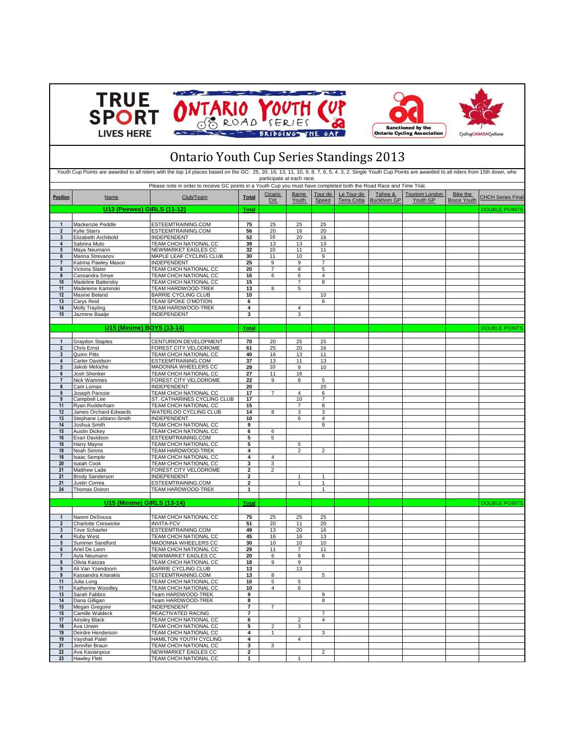# Ontario Youth Cup Series Standings 2013

Youth Cup Points are awarded to all riders with the top 14 places based on the GC: 25, 20, 16, 13, 11, 10, 9, 8, 7, 6, 5, 4, 3, 2. Single Youth Cup Points are awarded to all riders from 15th down, who participate at each race.

Please note in order to receive GC points in a Youth Cup you must have completed both the Road Race and Time Trial.

| Position | Name | Club/Team | Total | Cicario Crit | Barrie Youth | Tour de Speed | Le Tour de Terra Cotta | Tahoe & Buckhorn GP | Tourism London Youth GP | Bike the Bruce Youth | CHCH Series Final |
|---|---|---|---|---|---|---|---|---|---|---|---|
| | **U13 (Peewee) GIRLS (11-12)** | | **Total** | | | | | | | | DOUBLE POINTS |
| 1 | Mackenzie Peddle | ESTEEMTRAINING.COM | 75 | 25 | 25 | 25 | | | | | |
| 2 | Kylie Starrs | ESTEEMTRAINING.COM | 56 | 20 | 16 | 20 | | | | | |
| 3 | Elizabeth Archibold | INDEPENDENT | 52 | 16 | 20 | 16 | | | | | |
| 4 | Sabrina Muto | TEAM CHCH NATIONAL CC | 39 | 13 | 13 | 13 | | | | | |
| 5 | Maya Neumann | NEWMARKET EAGLES CC | 32 | 10 | 11 | 11 | | | | | |
| 6 | Marina Strevanov | MAPLE LEAF CYCLING CLUB | 30 | 11 | 10 | 9 | | | | | |
| 7 | Katrina Pawley Mason | INDEPENDENT | 25 | 9 | 9 | 7 | | | | | |
| 8 | Victoria Slater | TEAM CHCH NATIONAL CC | 20 | 7 | 8 | 5 | | | | | |
| 9 | Cassandra Smye | TEAM CHCH NATIONAL CC | 16 | 6 | 6 | 4 | | | | | |
| 10 | Madeline Battersby | TEAM CHCH NATIONAL CC | 15 | | 7 | 8 | | | | | |
| 11 | Madeleine Kaminski | TEAM HARDWOOD-TREK | 13 | 8 | 5 | | | | | | |
| 12 | Maxine Beland | BARRIE CYCLING CLUB | 10 | | | 10 | | | | | |
| 13 | Carys Reid | TEAM SPOKE O'MOTION | 6 | | | 6 | | | | | |
| 14 | Molly Trayling | TEAM HARDWOOD-TREK | 4 | | 4 | | | | | | |
| 15 | Jazmine Baatje | INDEPENDENT | 3 | | 3 | | | | | | |
| | **U15 (Minime) BOYS (13-14)** | | **Total** | | | | | | | | DOUBLE POINTS |
| 1 | Graydon Staples | CENTURION DEVELOPMENT | 70 | 20 | 25 | 25 | | | | | |
| 2 | Chris Ernst | FOREST CITY VELODROME | 61 | 25 | 20 | 16 | | | | | |
| 3 | Quinn Pitts | TEAM CHCH NATIONAL CC | 40 | 16 | 13 | 11 | | | | | |
| 4 | Carter Davidson | ESTEEMTRAINING.COM | 37 | 13 | 11 | 13 | | | | | |
| 5 | Jakob Meloche | MADONNA WHEELERS CC | 29 | 10 | 9 | 10 | | | | | |
| 6 | Josh Shenker | TEAM CHCH NATIONAL CC | 27 | 11 | 16 | | | | | | |
| 7 | Nick Wammes | FOREST CITY VELODROME | 22 | 9 | 8 | 5 | | | | | |
| 8 | Cam Lomax | INDEPENDENT | 20 | | | 20 | | | | | |
| 9 | Joseph Pancoe | TEAM CHCH NATIONAL CC | 17 | 7 | 4 | 6 | | | | | |
| 9 | Campbell Lee | ST. CATHARINES CYCLING CLUB | 17 | | 10 | 7 | | | | | |
| 11 | Ryan Rudderham | TEAM CHCH NATIONAL CC | 15 | | 7 | 8 | | | | | |
| 12 | James Orchard-Edwards | WATERLOO CYCLING CLUB | 14 | 8 | 3 | 3 | | | | | |
| 13 | Stephane Leblanc-Smith | INDEPENDENT | 10 | | 6 | 4 | | | | | |
| 14 | Joshua Smith | TEAM CHCH NATIONAL CC | 9 | | | 9 | | | | | |
| 15 | Austin Dickey | TEAM CHCH NATIONAL CC | 6 | 6 | | | | | | | |
| 16 | Evan Davidson | ESTEEMTRAINING.COM | 5 | 5 | | | | | | | |
| 16 | Harry Mayne | TEAM CHCH NATIONAL CC | 5 | | 5 | | | | | | |
| 18 | Noah Simms | TEAM HARDWOOD-TREK | 4 | | 2 | 2 | | | | | |
| 18 | Isaac Semple | TEAM CHCH NATIONAL CC | 4 | 4 | | | | | | | |
| 20 | Isaiah Cook | TEAM CHCH NATIONAL CC | 3 | 3 | | | | | | | |
| 21 | Matthew Lade | FOREST CITY VELODROME | 2 | 2 | | | | | | | |
| 21 | Brody Sanderson | INDEPENDENT | 2 | | 1 | 1 | | | | | |
| 21 | Justin Correa | ESTEEMTRAINING.COM | 2 | | 1 | 1 | | | | | |
| 24 | Thomas Doiron | TEAM HARDWOOD-TREK | 1 | | | 1 | | | | | |
| | **U15 (Minime) GIRLS (13-14)** | | **Total** | | | | | | | | DOUBLE POINTS |
| 1 | Naomi DeSousa | TEAM CHCH NATIONAL CC | 75 | 25 | 25 | 25 | | | | | |
| 2 | Charlotte Creswicke | INVITA-FCV | 51 | 20 | 11 | 20 | | | | | |
| 3 | Tove Schaefer | ESTEEMTRAINING.COM | 49 | 13 | 20 | 16 | | | | | |
| 4 | Ruby West | TEAM CHCH NATIONAL CC | 45 | 16 | 16 | 13 | | | | | |
| 5 | Summer Sandford | MADONNA WHEELERS CC | 30 | 10 | 10 | 10 | | | | | |
| 6 | Ariel De Leon | TEAM CHCH NATIONAL CC | 29 | 11 | 7 | 11 | | | | | |
| 7 | Ayla Neumann | NEWMARKET EAGLES CC | 20 | 6 | 8 | 6 | | | | | |
| 8 | Olivia Kaszas | TEAM CHCH NATIONAL CC | 18 | 9 | 9 | | | | | | |
| 9 | Ali Van Yzendoorn | BARRIE CYCLING CLUB | 13 | | 13 | | | | | | |
| 9 | Kassandra Kriarakis | ESTEEMTRAINING.COM | 13 | 8 | | 5 | | | | | |
| 11 | Julia Long | TEAM CHCH NATIONAL CC | 10 | 5 | 5 | | | | | | |
| 11 | Katherine Woodley | TEAM CHCH NATIONAL CC | 10 | 4 | 6 | | | | | | |
| 13 | Sarah Fabbro | Team HARDWOOD-TREK | 9 | | | 9 | | | | | |
| 14 | Dana Gilligan | Team HARDWOOD-TREK | 8 | | | 8 | | | | | |
| 15 | Megan Gregoire | INDEPENDENT | 7 | 7 | | | | | | | |
| 15 | Camille Waldeck | REACTIVATED RACING | 7 | | | 7 | | | | | |
| 17 | Ainsley Black | TEAM CHCH NATIONAL CC | 6 | | 2 | 4 | | | | | |
| 18 | Ava Unwin | TEAM CHCH NATIONAL CC | 5 | 2 | 3 | | | | | | |
| 19 | Deirdre Henderson | TEAM CHCH NATIONAL CC | 4 | 1 | | 3 | | | | | |
| 19 | Vayshali Patel | HAMILTON YOUTH CYCLING | 4 | | 4 | | | | | | |
| 21 | Jennifer Braun | TEAM CHCH NATIONAL CC | 3 | 3 | | | | | | | |
| 22 | Ava Kavianpour | NEWMARKET EAGLES CC | 2 | | | 2 | | | | | |
| 23 | Hawley Flett | TEAM CHCH NATIONAL CC | 1 | | 1 | | | | | | |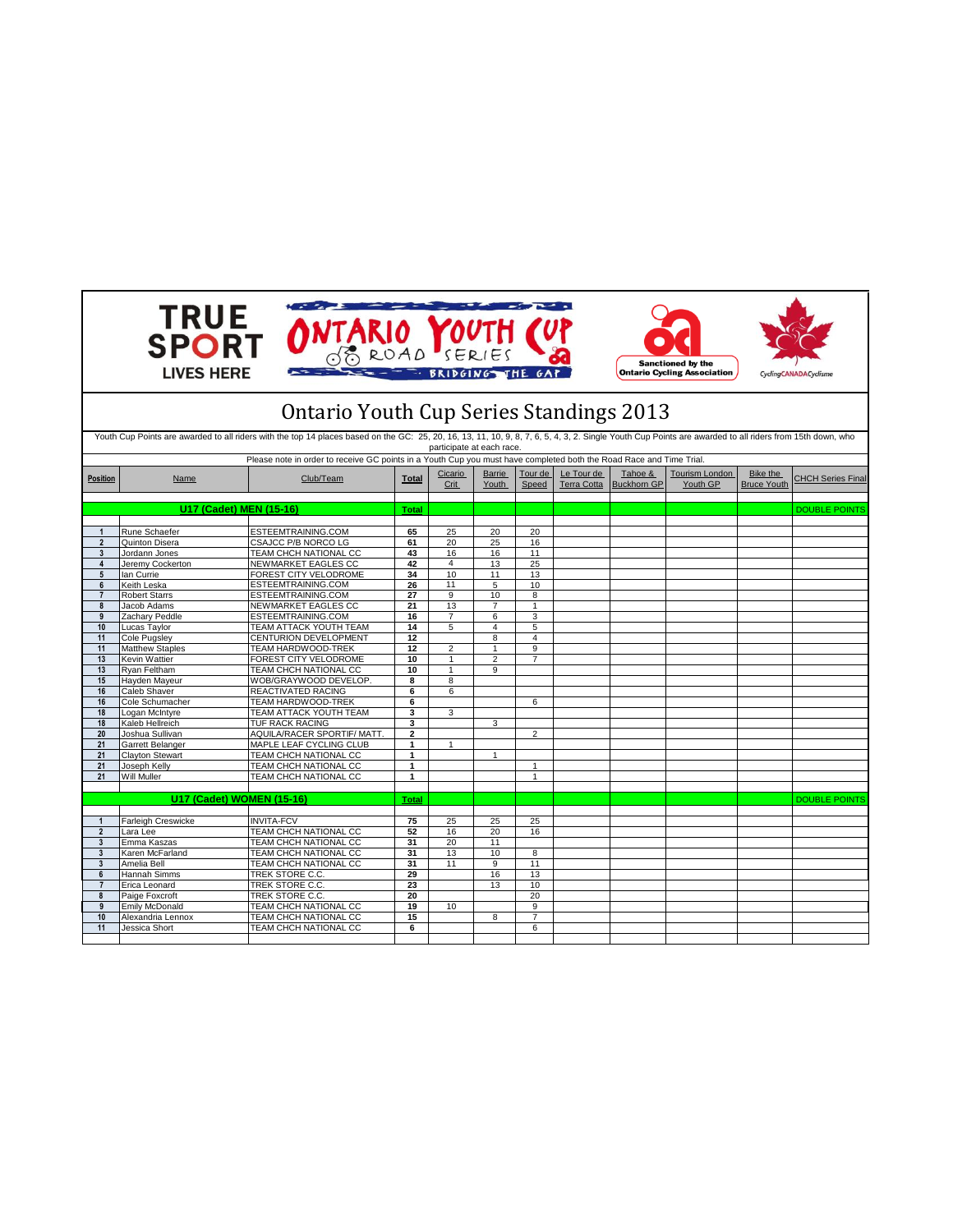# Ontario Youth Cup Series Standings 2013

Youth Cup Points are awarded to all riders with the top 14 places based on the GC: 25, 20, 16, 13, 11, 10, 9, 8, 7, 6, 5, 4, 3, 2. Single Youth Cup Points are awarded to all riders from 15th down, who participate at each race.

Please note in order to receive GC points in a Youth Cup you must have completed both the Road Race and Time Trial.

| Position | Name | Club/Team | Total | Cicario Crit | Barrie Youth | Tour de Speed | Le Tour de Terra Cotta | Tahoe & Buckhorn GP | Tourism London Youth GP | Bike the Bruce Youth | CHCH Series Final |
|---|---|---|---|---|---|---|---|---|---|---|---|
| **U17 (Cadet) MEN (15-16)** | | | **Total** | | | | | | | | DOUBLE POINTS |
| 1 | Rune Schaefer | ESTEEMTRAINING.COM | 65 | 25 | 20 | 20 | | | | | |
| 2 | Quinton Disera | CSAJCC P/B NORCO LG | 61 | 20 | 25 | 16 | | | | | |
| 3 | Jordann Jones | TEAM CHCH NATIONAL CC | 43 | 16 | 16 | 11 | | | | | |
| 4 | Jeremy Cockerton | NEWMARKET EAGLES CC | 42 | 4 | 13 | 25 | | | | | |
| 5 | Ian Currie | FOREST CITY VELODROME | 34 | 10 | 11 | 13 | | | | | |
| 6 | Keith Leska | ESTEEMTRAINING.COM | 26 | 11 | 5 | 10 | | | | | |
| 7 | Robert Starrs | ESTEEMTRAINING.COM | 27 | 9 | 10 | 8 | | | | | |
| 8 | Jacob Adams | NEWMARKET EAGLES CC | 21 | 13 | 7 | 1 | | | | | |
| 9 | Zachary Peddle | ESTEEMTRAINING.COM | 16 | 7 | 6 | 3 | | | | | |
| 10 | Lucas Taylor | TEAM ATTACK YOUTH TEAM | 14 | 5 | 4 | 5 | | | | | |
| 11 | Cole Pugsley | CENTURION DEVELOPMENT | 12 | | 8 | 4 | | | | | |
| 11 | Matthew Staples | TEAM HARDWOOD-TREK | 12 | 2 | 1 | 9 | | | | | |
| 13 | Kevin Wattier | FOREST CITY VELODROME | 10 | 1 | 2 | 7 | | | | | |
| 13 | Ryan Feltham | TEAM CHCH NATIONAL CC | 10 | 1 | 9 | | | | | | |
| 15 | Hayden Mayeur | WOB/GRAYWOOD DEVELOP. | 8 | 8 | | | | | | | |
| 16 | Caleb Shaver | REACTIVATED RACING | 6 | 6 | | | | | | | |
| 16 | Cole Schumacher | TEAM HARDWOOD-TREK | 6 | | | 6 | | | | | |
| 18 | Logan McIntyre | TEAM ATTACK YOUTH TEAM | 3 | 3 | | | | | | | |
| 18 | Kaleb Hellreich | TUF RACK RACING | 3 | | 3 | | | | | | |
| 20 | Joshua Sullivan | AQUILA/RACER SPORTIF/ MATT. | 2 | | | 2 | | | | | |
| 21 | Garrett Belanger | MAPLE LEAF CYCLING CLUB | 1 | 1 | | | | | | | |
| 21 | Clayton Stewart | TEAM CHCH NATIONAL CC | 1 | | 1 | | | | | | |
| 21 | Joseph Kelly | TEAM CHCH NATIONAL CC | 1 | | | 1 | | | | | |
| 21 | Will Muller | TEAM CHCH NATIONAL CC | 1 | | | 1 | | | | | |
| **U17 (Cadet) WOMEN (15-16)** | | | **Total** | | | | | | | | DOUBLE POINTS |
| 1 | Farleigh Creswicke | INVITA-FCV | 75 | 25 | 25 | 25 | | | | | |
| 2 | Lara Lee | TEAM CHCH NATIONAL CC | 52 | 16 | 20 | 16 | | | | | |
| 3 | Emma Kaszas | TEAM CHCH NATIONAL CC | 31 | 20 | 11 | | | | | | |
| 3 | Karen McFarland | TEAM CHCH NATIONAL CC | 31 | 13 | 10 | 8 | | | | | |
| 3 | Amelia Bell | TEAM CHCH NATIONAL CC | 31 | 11 | 9 | 11 | | | | | |
| 6 | Hannah Simms | TREK STORE C.C. | 29 | | 16 | 13 | | | | | |
| 7 | Erica Leonard | TREK STORE C.C. | 23 | | 13 | 10 | | | | | |
| 8 | Paige Foxcroft | TREK STORE C.C. | 20 | | | 20 | | | | | |
| 9 | Emily McDonald | TEAM CHCH NATIONAL CC | 19 | 10 | | 9 | | | | | |
| 10 | Alexandria Lennox | TEAM CHCH NATIONAL CC | 15 | | 8 | 7 | | | | | |
| 11 | Jessica Short | TEAM CHCH NATIONAL CC | 6 | | | 6 | | | | | |